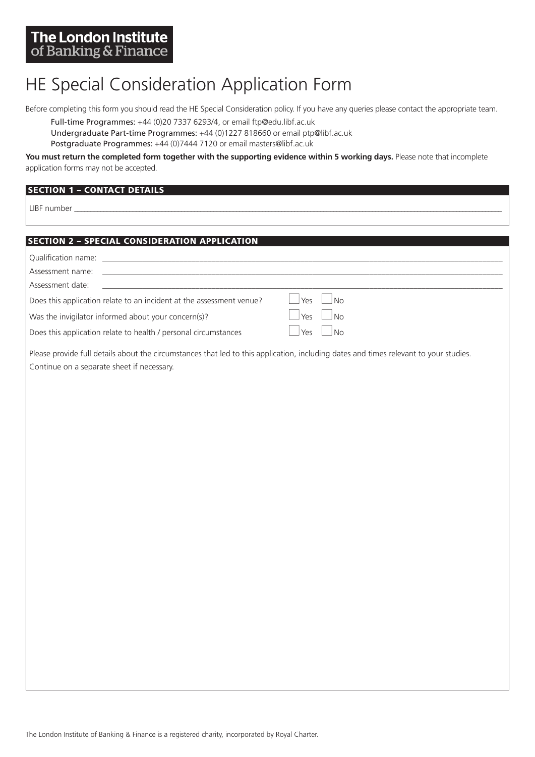The London Institute of Banking & Finance

# HE Special Consideration Application Form

Before completing this form you should read the HE Special Consideration policy. If you have any queries please contact the appropriate team.

- **Full-time Programmes:** +44 (0)20 7337 6293/4, or email ftp@edu.libf.ac.uk
- **Undergraduate Part-time Programmes:** +44 (0)1227 818660 or email ptp@libf.ac.uk
- **Postgraduate Programmes:** +44 (0)7444 7120 or email masters@libf.ac.uk

**You must return the completed form together with the supporting evidence within 5 working days.** Please note that incomplete application forms may not be accepted.

## SECTION 1 – CONTACT DETAILS

LIBF number ____________________

## SECTION 2 – SPECIAL CONSIDERATION APPLICATION

Qualification name: ____________________

Assessment name: ____________________

Assessment date: ____________________

| | | |
|---|---|---|
| Does this application relate to an incident at the assessment venue? | ☐ Yes | ☐ No |
| Was the invigilator informed about your concern(s)? | ☐ Yes | ☐ No |
| Does this application relate to health / personal circumstances | ☐ Yes | ☐ No |

Please provide full details about the circumstances that led to this application, including dates and times relevant to your studies.
Continue on a separate sheet if necessary.

The London Institute of Banking & Finance is a registered charity, incorporated by Royal Charter.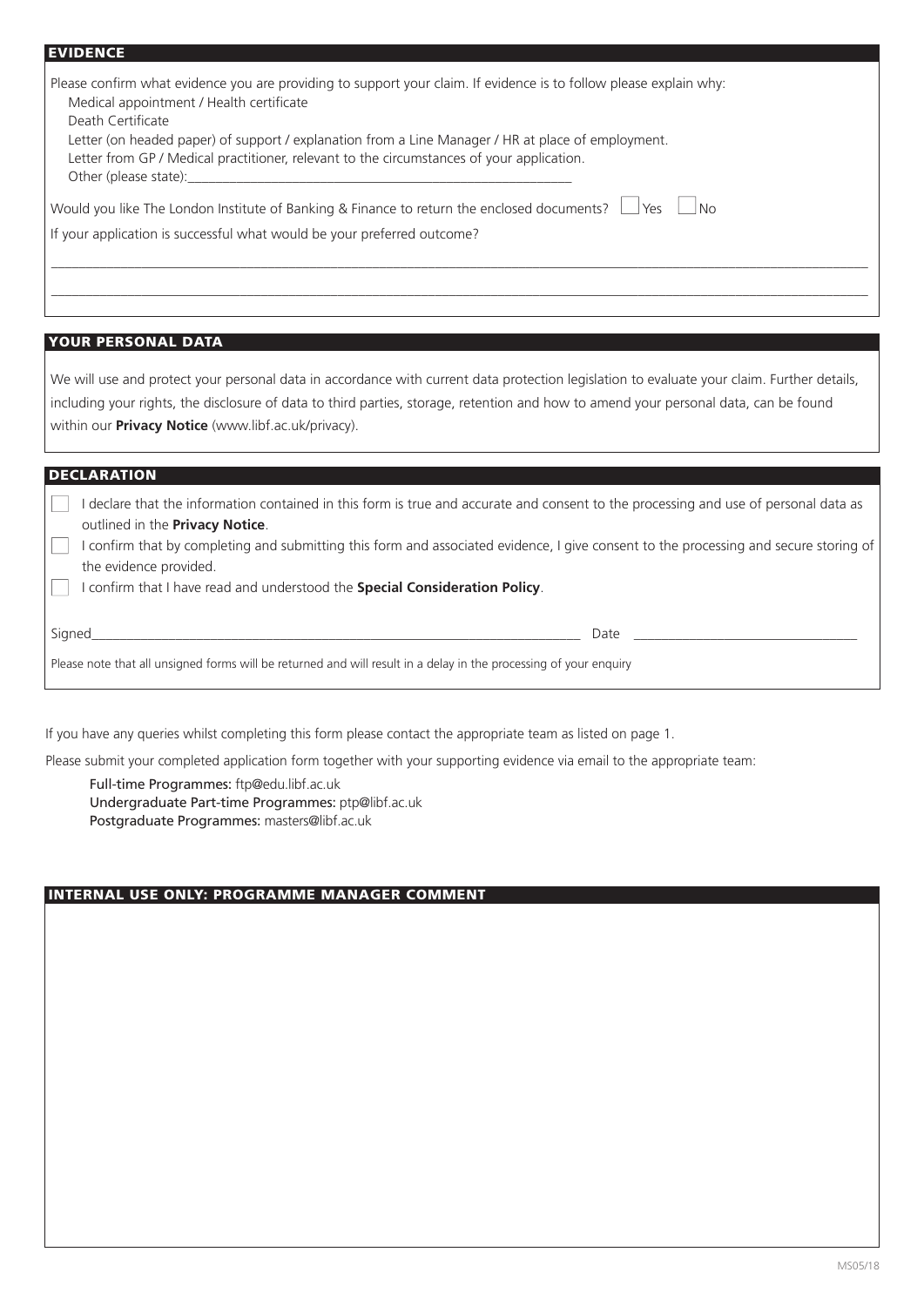## EVIDENCE

Please confirm what evidence you are providing to support your claim. If evidence is to follow please explain why:

- Medical appointment / Health certificate
- Death Certificate
- Letter (on headed paper) of support / explanation from a Line Manager / HR at place of employment.
- Letter from GP / Medical practitioner, relevant to the circumstances of your application.
- Other (please state):_______________________________________________

Would you like The London Institute of Banking & Finance to return the enclosed documents? ☐ Yes ☐ No

If your application is successful what would be your preferred outcome?

_______________________________________________

_______________________________________________

## YOUR PERSONAL DATA

We will use and protect your personal data in accordance with current data protection legislation to evaluate your claim. Further details, including your rights, the disclosure of data to third parties, storage, retention and how to amend your personal data, can be found within our **Privacy Notice** (www.libf.ac.uk/privacy).

## DECLARATION

☐ I declare that the information contained in this form is true and accurate and consent to the processing and use of personal data as outlined in the **Privacy Notice**.

☐ I confirm that by completing and submitting this form and associated evidence, I give consent to the processing and secure storing of the evidence provided.

☐ I confirm that I have read and understood the **Special Consideration Policy**.

Signed_______________________________________________ Date _______________________

Please note that all unsigned forms will be returned and will result in a delay in the processing of your enquiry

If you have any queries whilst completing this form please contact the appropriate team as listed on page 1.

Please submit your completed application form together with your supporting evidence via email to the appropriate team:

Full-time Programmes: ftp@edu.libf.ac.uk
Undergraduate Part-time Programmes: ptp@libf.ac.uk
Postgraduate Programmes: masters@libf.ac.uk

## INTERNAL USE ONLY: PROGRAMME MANAGER COMMENT

MS05/18